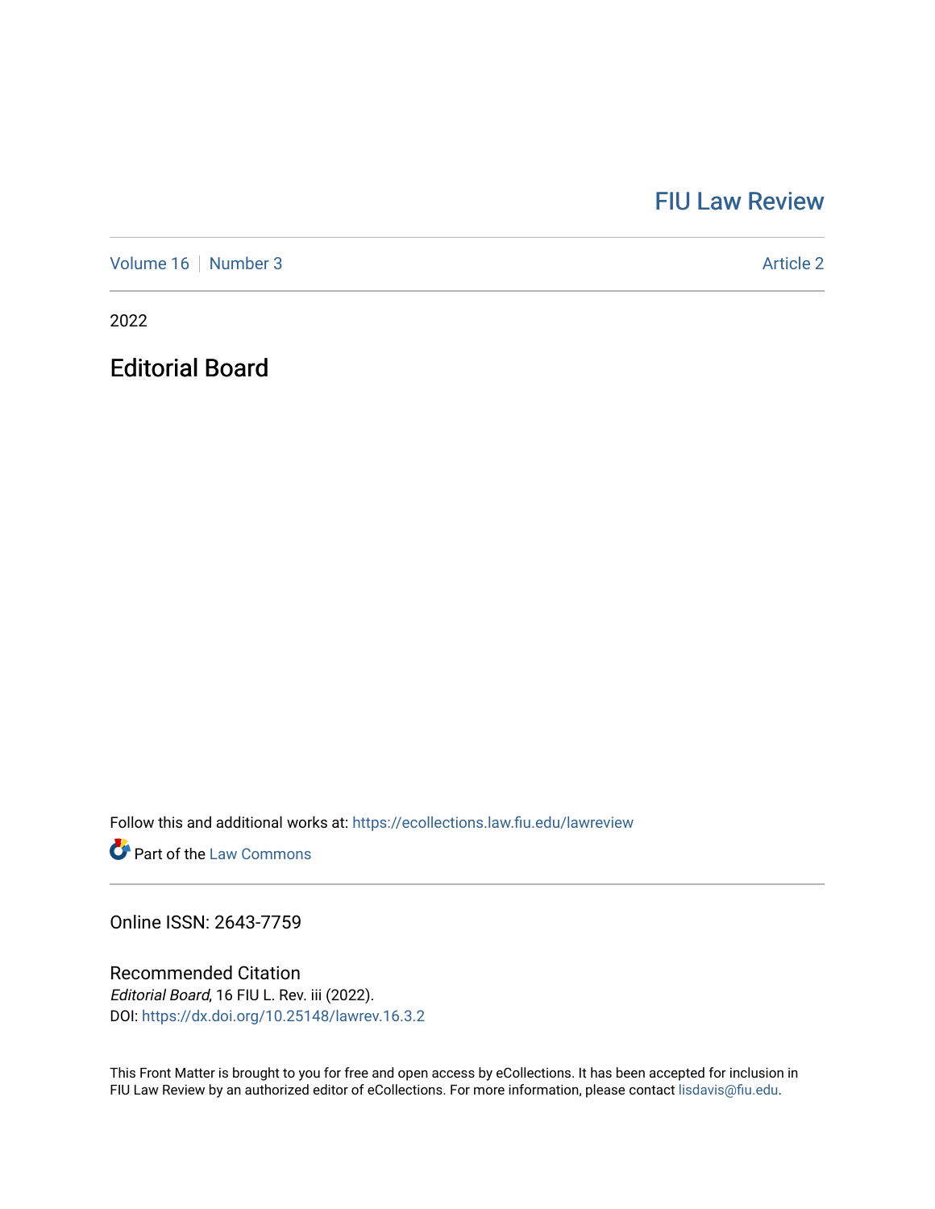FIU Law Review

Volume 16 | Number 3 Article 2

2022

# Editorial Board

Follow this and additional works at: https://ecollections.law.fiu.edu/lawreview

Part of the Law Commons

Online ISSN: 2643-7759

## Recommended Citation

*Editorial Board*, 16 FIU L. Rev. iii (2022).
DOI: https://dx.doi.org/10.25148/lawrev.16.3.2

This Front Matter is brought to you for free and open access by eCollections. It has been accepted for inclusion in FIU Law Review by an authorized editor of eCollections. For more information, please contact lisdavis@fiu.edu.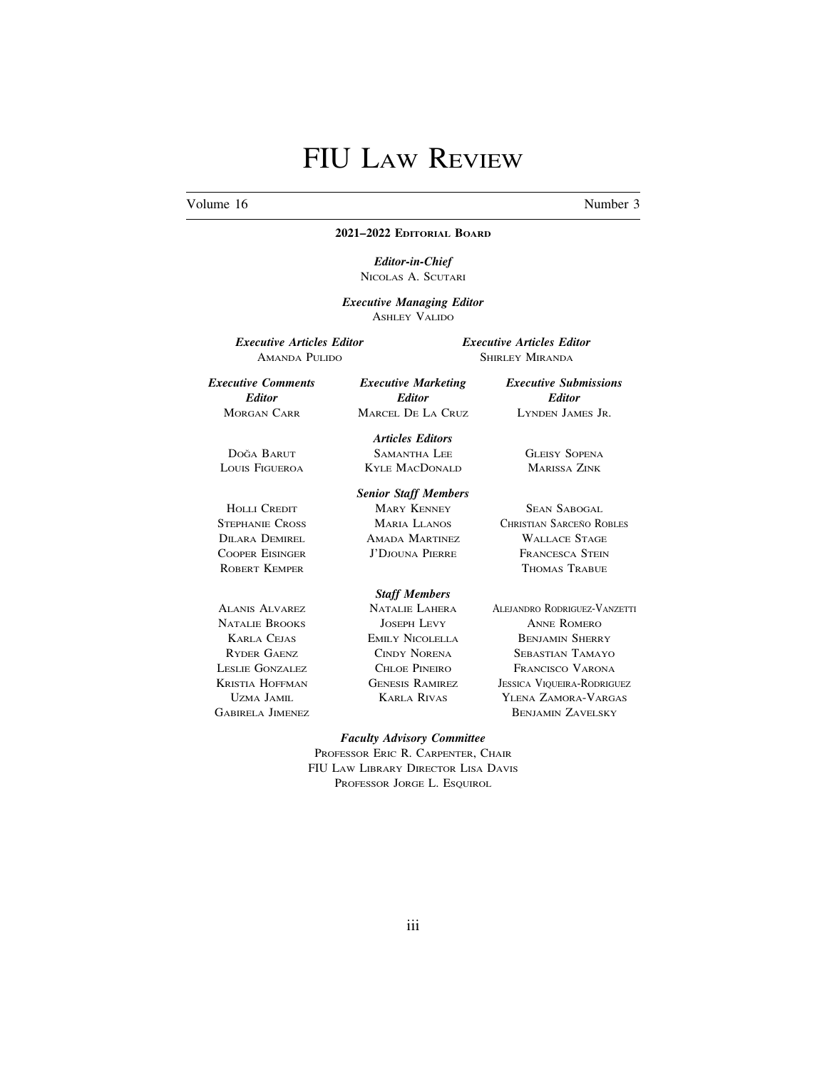# FIU Law Review

Volume 16 Number 3

**2021–2022 Editorial Board**

***Editor-in-Chief***
Nicolas A. Scutari

***Executive Managing Editor***
Ashley Valido

***Executive Articles Editor***
Amanda Pulido

***Executive Articles Editor***
Shirley Miranda

***Executive Comments Editor***
Morgan Carr

***Executive Marketing Editor***
Marcel De La Cruz

***Executive Submissions Editor***
Lynden James Jr.

***Articles Editors***

Doğa Barut
Louis Figueroa
Samantha Lee
Kyle MacDonald
Gleisy Sopena
Marissa Zink

***Senior Staff Members***

Holli Credit
Stephanie Cross
Dilara Demirel
Cooper Eisinger
Robert Kemper
Mary Kenney
Maria Llanos
Amada Martinez
J'Djouna Pierre
Sean Sabogal
Christian Sarceño Robles
Wallace Stage
Francesca Stein
Thomas Trabue

***Staff Members***

Alanis Alvarez
Natalie Brooks
Karla Cejas
Ryder Gaenz
Leslie Gonzalez
Kristia Hoffman
Uzma Jamil
Gabirela Jimenez
Natalie Lahera
Joseph Levy
Emily Nicolella
Cindy Norena
Chloe Pineiro
Genesis Ramirez
Karla Rivas
Alejandro Rodriguez-Vanzetti
Anne Romero
Benjamin Sherry
Sebastian Tamayo
Francisco Varona
Jessica Viqueira-Rodriguez
Ylena Zamora-Vargas
Benjamin Zavelsky

***Faculty Advisory Committee***
Professor Eric R. Carpenter, Chair
FIU Law Library Director Lisa Davis
Professor Jorge L. Esquirol